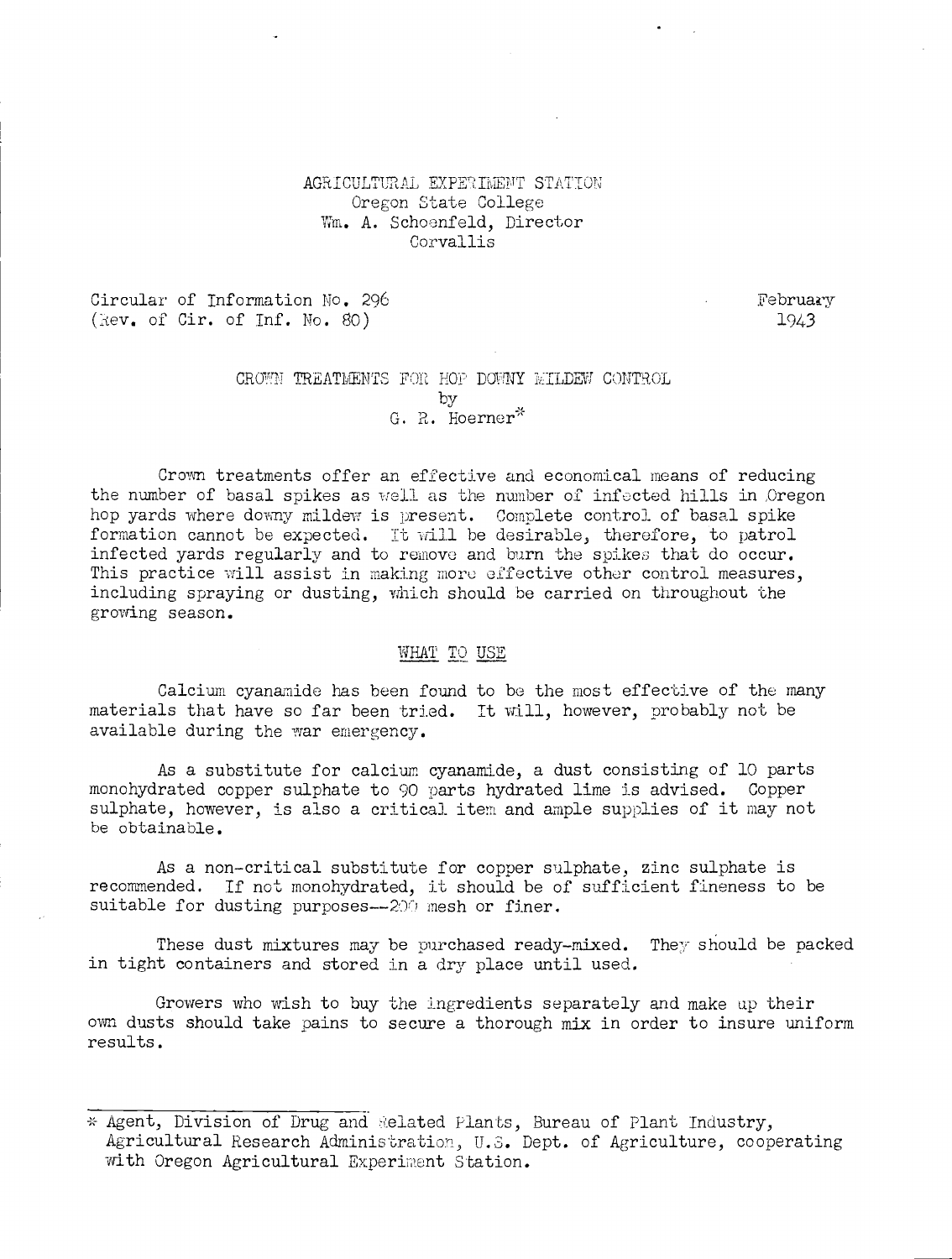AGRICULTURAL EXPERIMENT STATION
Oregon State College
Wm. A. Schoenfeld, Director
Corvallis

Circular of Information No. 296
(Rev. of Cir. of Inf. No. 80)

February
1943

# CROWN TREATMENTS FOR HOP DOWNY MILDEW CONTROL

by
G. R. Hoerner*

Crown treatments offer an effective and economical means of reducing the number of basal spikes as well as the number of infected hills in Oregon hop yards where downy mildew is present. Complete control of basal spike formation cannot be expected. It will be desirable, therefore, to patrol infected yards regularly and to remove and burn the spikes that do occur. This practice will assist in making more effective other control measures, including spraying or dusting, which should be carried on throughout the growing season.

## WHAT TO USE

Calcium cyanamide has been found to be the most effective of the many materials that have so far been tried. It will, however, probably not be available during the war emergency.

As a substitute for calcium cyanamide, a dust consisting of 10 parts monohydrated copper sulphate to 90 parts hydrated lime is advised. Copper sulphate, however, is also a critical item and ample supplies of it may not be obtainable.

As a non-critical substitute for copper sulphate, zinc sulphate is recommended. If not monohydrated, it should be of sufficient fineness to be suitable for dusting purposes--200 mesh or finer.

These dust mixtures may be purchased ready-mixed. They should be packed in tight containers and stored in a dry place until used.

Growers who wish to buy the ingredients separately and make up their own dusts should take pains to secure a thorough mix in order to insure uniform results.

---

* Agent, Division of Drug and Related Plants, Bureau of Plant Industry, Agricultural Research Administration, U.S. Dept. of Agriculture, cooperating with Oregon Agricultural Experiment Station.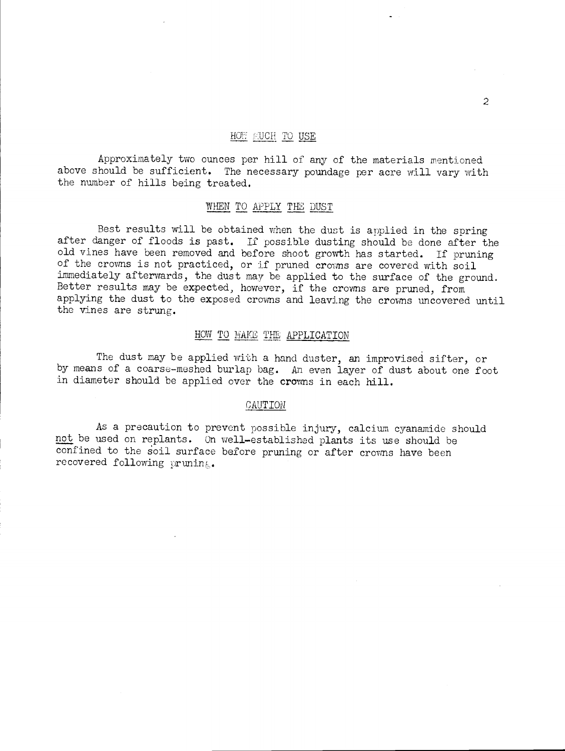## HOW MUCH TO USE

Approximately two ounces per hill of any of the materials mentioned above should be sufficient. The necessary poundage per acre will vary with the number of hills being treated.

## WHEN TO APPLY THE DUST

Best results will be obtained when the dust is applied in the spring after danger of floods is past. If possible dusting should be done after the old vines have been removed and before shoot growth has started. If pruning of the crowns is not practiced, or if pruned crowns are covered with soil immediately afterwards, the dust may be applied to the surface of the ground. Better results may be expected, however, if the crowns are pruned, from applying the dust to the exposed crowns and leaving the crowns uncovered until the vines are strung.

## HOW TO MAKE THE APPLICATION

The dust may be applied with a hand duster, an improvised sifter, or by means of a coarse-meshed burlap bag. An even layer of dust about one foot in diameter should be applied over the crowns in each hill.

## CAUTION

As a precaution to prevent possible injury, calcium cyanamide should not be used on replants. On well-established plants its use should be confined to the soil surface before pruning or after crowns have been recovered following pruning.